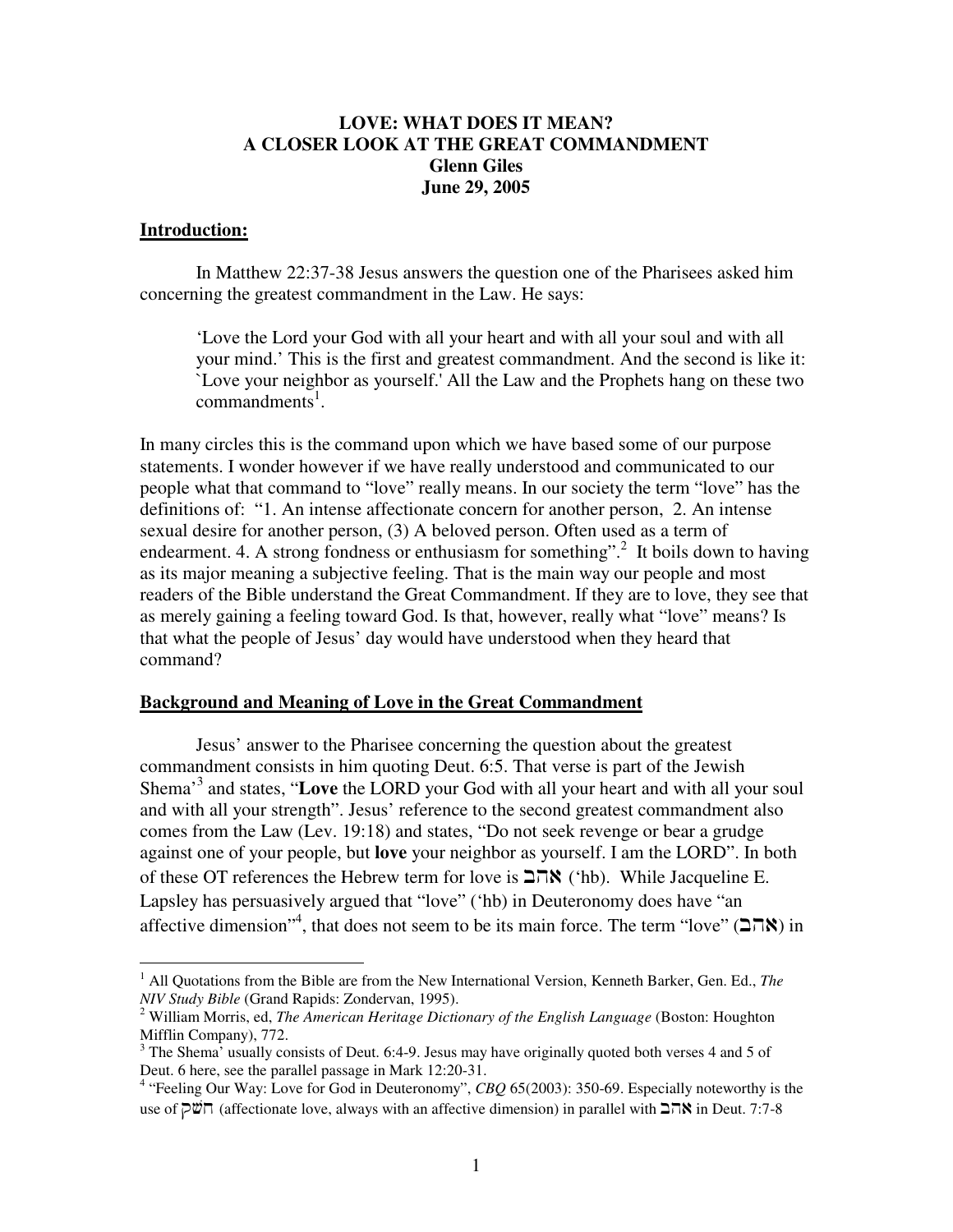**LOVE: WHAT DOES IT MEAN?**
**A CLOSER LOOK AT THE GREAT COMMANDMENT**
**Glenn Giles**
**June 29, 2005**

## Introduction:

In Matthew 22:37-38 Jesus answers the question one of the Pharisees asked him concerning the greatest commandment in the Law. He says:

> 'Love the Lord your God with all your heart and with all your soul and with all your mind.' This is the first and greatest commandment. And the second is like it: `Love your neighbor as yourself.' All the Law and the Prophets hang on these two commandments[1].

In many circles this is the command upon which we have based some of our purpose statements. I wonder however if we have really understood and communicated to our people what that command to "love" really means. In our society the term "love" has the definitions of: "1. An intense affectionate concern for another person, 2. An intense sexual desire for another person, (3) A beloved person. Often used as a term of endearment. 4. A strong fondness or enthusiasm for something".[2] It boils down to having as its major meaning a subjective feeling. That is the main way our people and most readers of the Bible understand the Great Commandment. If they are to love, they see that as merely gaining a feeling toward God. Is that, however, really what "love" means? Is that what the people of Jesus' day would have understood when they heard that command?

## Background and Meaning of Love in the Great Commandment

Jesus' answer to the Pharisee concerning the question about the greatest commandment consists in him quoting Deut. 6:5. That verse is part of the Jewish Shema'[3] and states, "**Love** the LORD your God with all your heart and with all your soul and with all your strength". Jesus' reference to the second greatest commandment also comes from the Law (Lev. 19:18) and states, "Do not seek revenge or bear a grudge against one of your people, but **love** your neighbor as yourself. I am the LORD". In both of these OT references the Hebrew term for love is אהב ('hb). While Jacqueline E. Lapsley has persuasively argued that "love" ('hb) in Deuteronomy does have "an affective dimension"[4], that does not seem to be its main force. The term "love" (אהב) in

---

[1] All Quotations from the Bible are from the New International Version, Kenneth Barker, Gen. Ed., *The NIV Study Bible* (Grand Rapids: Zondervan, 1995).

[2] William Morris, ed, *The American Heritage Dictionary of the English Language* (Boston: Houghton Mifflin Company), 772.

[3] The Shema' usually consists of Deut. 6:4-9. Jesus may have originally quoted both verses 4 and 5 of Deut. 6 here, see the parallel passage in Mark 12:20-31.

[4] "Feeling Our Way: Love for God in Deuteronomy", *CBQ* 65(2003): 350-69. Especially noteworthy is the use of חשק (affectionate love, always with an affective dimension) in parallel with אהב in Deut. 7:7-8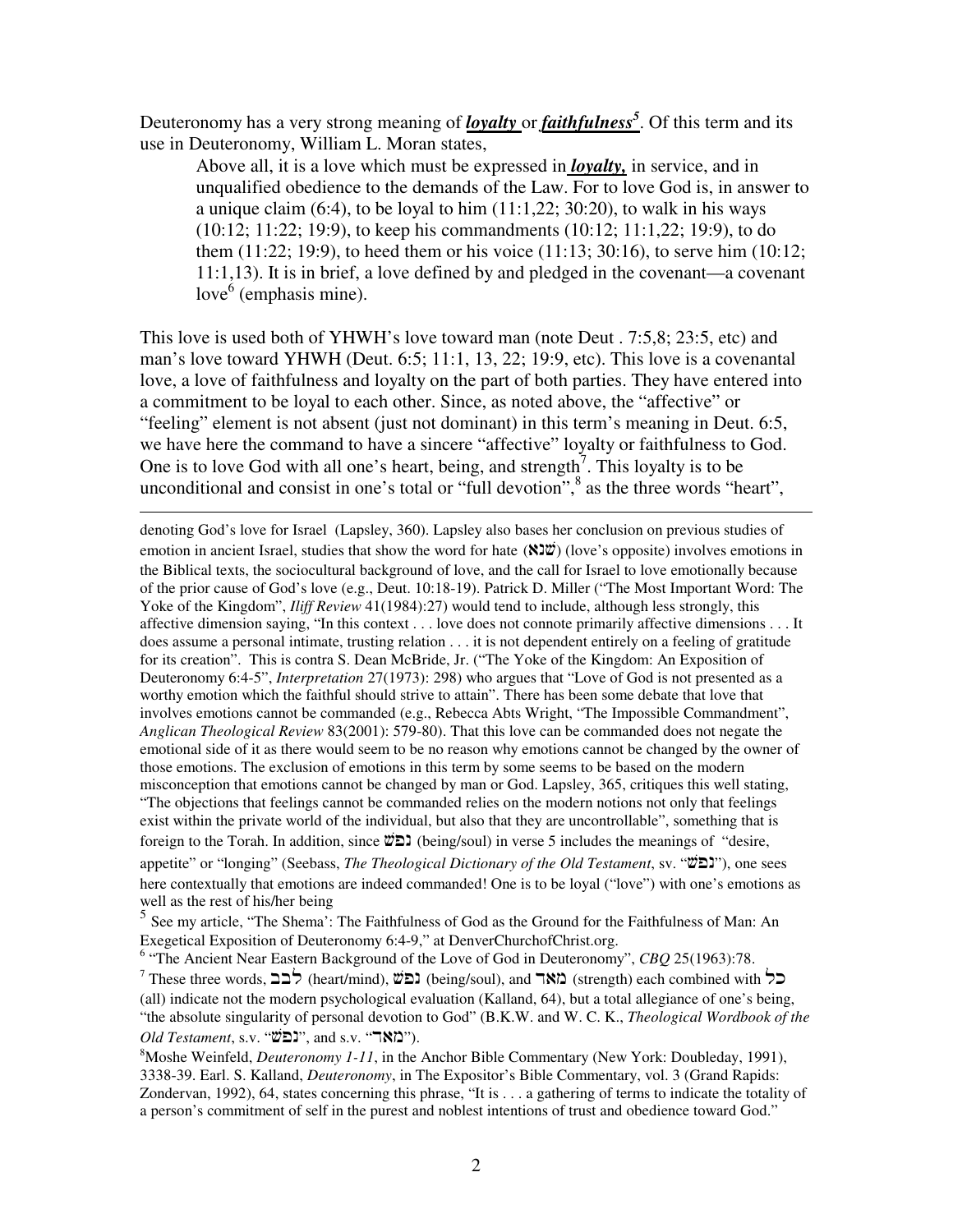Deuteronomy has a very strong meaning of ***loyalty*** or ***faithfulness***[5]. Of this term and its use in Deuteronomy, William L. Moran states,

> Above all, it is a love which must be expressed in ***loyalty,*** in service, and in unqualified obedience to the demands of the Law. For to love God is, in answer to a unique claim (6:4), to be loyal to him (11:1,22; 30:20), to walk in his ways (10:12; 11:22; 19:9), to keep his commandments (10:12; 11:1,22; 19:9), to do them (11:22; 19:9), to heed them or his voice (11:13; 30:16), to serve him (10:12; 11:1,13). It is in brief, a love defined by and pledged in the covenant—a covenant love[6] (emphasis mine).

This love is used both of YHWH's love toward man (note Deut . 7:5,8; 23:5, etc) and man's love toward YHWH (Deut. 6:5; 11:1, 13, 22; 19:9, etc). This love is a covenantal love, a love of faithfulness and loyalty on the part of both parties. They have entered into a commitment to be loyal to each other. Since, as noted above, the "affective" or "feeling" element is not absent (just not dominant) in this term's meaning in Deut. 6:5, we have here the command to have a sincere "affective" loyalty or faithfulness to God. One is to love God with all one's heart, being, and strength[7]. This loyalty is to be unconditional and consist in one's total or "full devotion",[8] as the three words "heart",

---

denoting God's love for Israel (Lapsley, 360). Lapsley also bases her conclusion on previous studies of emotion in ancient Israel, studies that show the word for hate (שׂנא) (love's opposite) involves emotions in the Biblical texts, the sociocultural background of love, and the call for Israel to love emotionally because of the prior cause of God's love (e.g., Deut. 10:18-19). Patrick D. Miller ("The Most Important Word: The Yoke of the Kingdom", *Iliff Review* 41(1984):27) would tend to include, although less strongly, this affective dimension saying, "In this context . . . love does not connote primarily affective dimensions . . . It does assume a personal intimate, trusting relation . . . it is not dependent entirely on a feeling of gratitude for its creation". This is contra S. Dean McBride, Jr. ("The Yoke of the Kingdom: An Exposition of Deuteronomy 6:4-5", *Interpretation* 27(1973): 298) who argues that "Love of God is not presented as a worthy emotion which the faithful should strive to attain". There has been some debate that love that involves emotions cannot be commanded (e.g., Rebecca Abts Wright, "The Impossible Commandment", *Anglican Theological Review* 83(2001): 579-80). That this love can be commanded does not negate the emotional side of it as there would seem to be no reason why emotions cannot be changed by the owner of those emotions. The exclusion of emotions in this term by some seems to be based on the modern misconception that emotions cannot be changed by man or God. Lapsley, 365, critiques this well stating, "The objections that feelings cannot be commanded relies on the modern notions not only that feelings exist within the private world of the individual, but also that they are uncontrollable", something that is foreign to the Torah. In addition, since נפשׁ (being/soul) in verse 5 includes the meanings of "desire, appetite" or "longing" (Seebass, *The Theological Dictionary of the Old Testament*, sv. "נפשׁ"), one sees here contextually that emotions are indeed commanded! One is to be loyal ("love") with one's emotions as well as the rest of his/her being

[5] See my article, "The Shema': The Faithfulness of God as the Ground for the Faithfulness of Man: An Exegetical Exposition of Deuteronomy 6:4-9," at DenverChurchofChrist.org.

[6] "The Ancient Near Eastern Background of the Love of God in Deuteronomy", *CBQ* 25(1963):78.

[7] These three words, לבב (heart/mind), נפשׁ (being/soul), and מאד (strength) each combined with כל (all) indicate not the modern psychological evaluation (Kalland, 64), but a total allegiance of one's being, "the absolute singularity of personal devotion to God" (B.K.W. and W. C. K., *Theological Wordbook of the Old Testament*, s.v. "נפשׁ", and s.v. "מאד").

[8] Moshe Weinfeld, *Deuteronomy 1-11*, in the Anchor Bible Commentary (New York: Doubleday, 1991), 3338-39. Earl. S. Kalland, *Deuteronomy*, in The Expositor's Bible Commentary, vol. 3 (Grand Rapids: Zondervan, 1992), 64, states concerning this phrase, "It is . . . a gathering of terms to indicate the totality of a person's commitment of self in the purest and noblest intentions of trust and obedience toward God."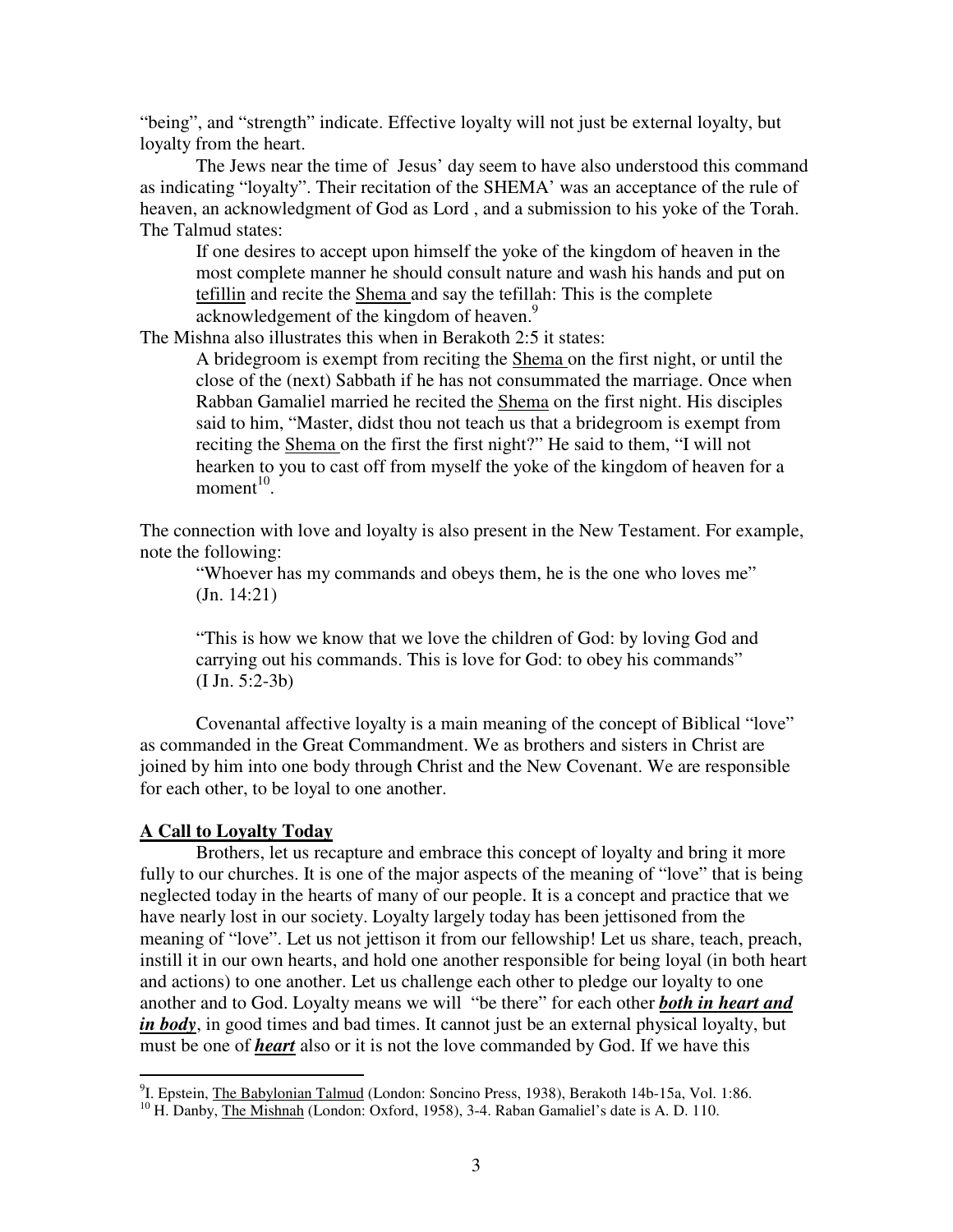"being", and "strength" indicate. Effective loyalty will not just be external loyalty, but loyalty from the heart.

The Jews near the time of Jesus' day seem to have also understood this command as indicating "loyalty". Their recitation of the SHEMA' was an acceptance of the rule of heaven, an acknowledgment of God as Lord , and a submission to his yoke of the Torah. The Talmud states:

> If one desires to accept upon himself the yoke of the kingdom of heaven in the most complete manner he should consult nature and wash his hands and put on tefillin and recite the Shema and say the tefillah: This is the complete acknowledgement of the kingdom of heaven.[9]

The Mishna also illustrates this when in Berakoth 2:5 it states:

> A bridegroom is exempt from reciting the Shema on the first night, or until the close of the (next) Sabbath if he has not consummated the marriage. Once when Rabban Gamaliel married he recited the Shema on the first night. His disciples said to him, "Master, didst thou not teach us that a bridegroom is exempt from reciting the Shema on the first the first night?" He said to them, "I will not hearken to you to cast off from myself the yoke of the kingdom of heaven for a moment[10].

The connection with love and loyalty is also present in the New Testament. For example, note the following:

> "Whoever has my commands and obeys them, he is the one who loves me" (Jn. 14:21)
>
> "This is how we know that we love the children of God: by loving God and carrying out his commands. This is love for God: to obey his commands" (I Jn. 5:2-3b)

Covenantal affective loyalty is a main meaning of the concept of Biblical "love" as commanded in the Great Commandment. We as brothers and sisters in Christ are joined by him into one body through Christ and the New Covenant. We are responsible for each other, to be loyal to one another.

## A Call to Loyalty Today

Brothers, let us recapture and embrace this concept of loyalty and bring it more fully to our churches. It is one of the major aspects of the meaning of "love" that is being neglected today in the hearts of many of our people. It is a concept and practice that we have nearly lost in our society. Loyalty largely today has been jettisoned from the meaning of "love". Let us not jettison it from our fellowship! Let us share, teach, preach, instill it in our own hearts, and hold one another responsible for being loyal (in both heart and actions) to one another. Let us challenge each other to pledge our loyalty to one another and to God. Loyalty means we will "be there" for each other ***both in heart and in body***, in good times and bad times. It cannot just be an external physical loyalty, but must be one of ***heart*** also or it is not the love commanded by God. If we have this

---

[9] I. Epstein, The Babylonian Talmud (London: Soncino Press, 1938), Berakoth 14b-15a, Vol. 1:86.

[10] H. Danby, The Mishnah (London: Oxford, 1958), 3-4. Raban Gamaliel's date is A. D. 110.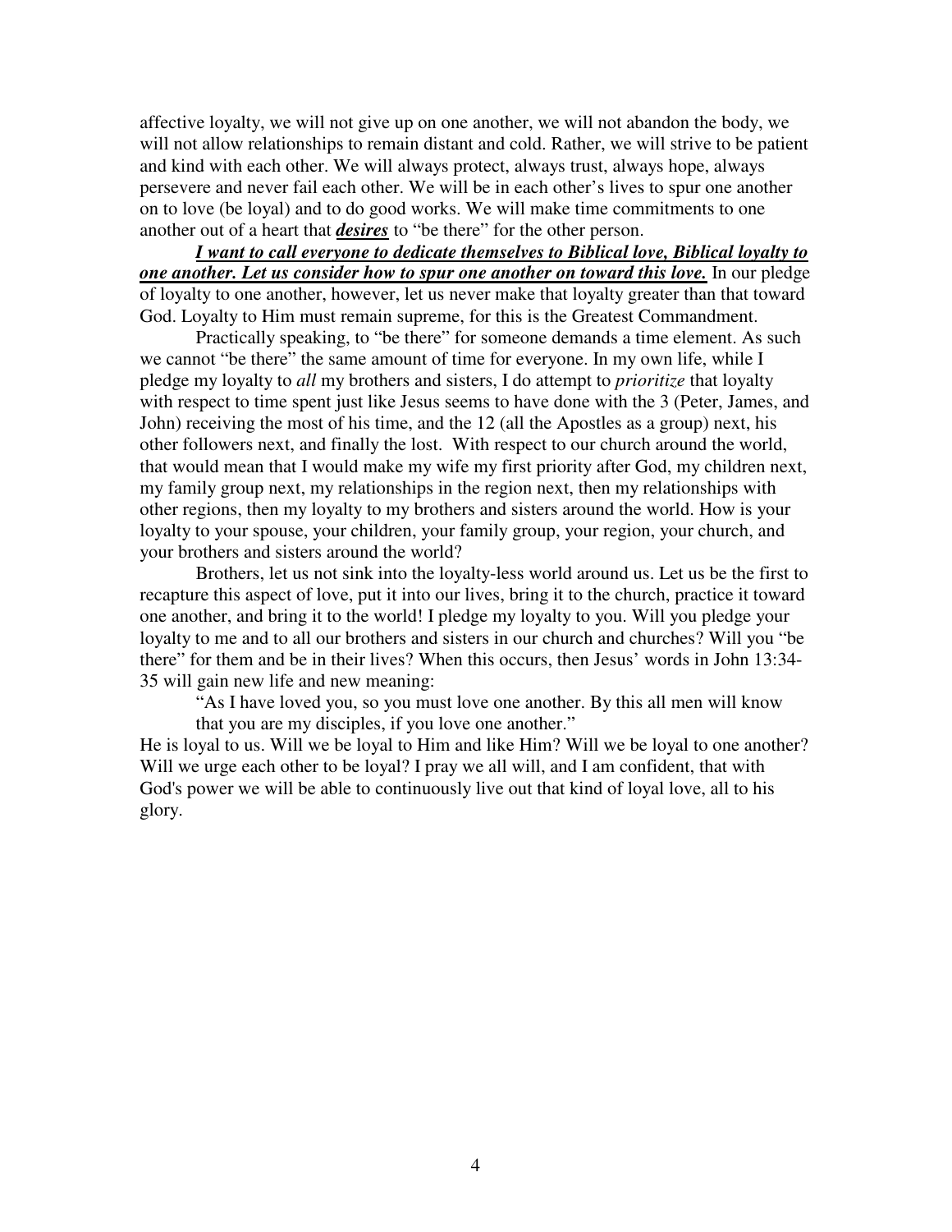affective loyalty, we will not give up on one another, we will not abandon the body, we will not allow relationships to remain distant and cold. Rather, we will strive to be patient and kind with each other. We will always protect, always trust, always hope, always persevere and never fail each other. We will be in each other's lives to spur one another on to love (be loyal) and to do good works. We will make time commitments to one another out of a heart that ***desires*** to "be there" for the other person.

***I want to call everyone to dedicate themselves to Biblical love, Biblical loyalty to one another. Let us consider how to spur one another on toward this love.*** In our pledge of loyalty to one another, however, let us never make that loyalty greater than that toward God. Loyalty to Him must remain supreme, for this is the Greatest Commandment.

Practically speaking, to "be there" for someone demands a time element. As such we cannot "be there" the same amount of time for everyone. In my own life, while I pledge my loyalty to *all* my brothers and sisters, I do attempt to *prioritize* that loyalty with respect to time spent just like Jesus seems to have done with the 3 (Peter, James, and John) receiving the most of his time, and the 12 (all the Apostles as a group) next, his other followers next, and finally the lost. With respect to our church around the world, that would mean that I would make my wife my first priority after God, my children next, my family group next, my relationships in the region next, then my relationships with other regions, then my loyalty to my brothers and sisters around the world. How is your loyalty to your spouse, your children, your family group, your region, your church, and your brothers and sisters around the world?

Brothers, let us not sink into the loyalty-less world around us. Let us be the first to recapture this aspect of love, put it into our lives, bring it to the church, practice it toward one another, and bring it to the world! I pledge my loyalty to you. Will you pledge your loyalty to me and to all our brothers and sisters in our church and churches? Will you "be there" for them and be in their lives? When this occurs, then Jesus' words in John 13:34-35 will gain new life and new meaning:

> "As I have loved you, so you must love one another. By this all men will know that you are my disciples, if you love one another."

He is loyal to us. Will we be loyal to Him and like Him? Will we be loyal to one another? Will we urge each other to be loyal? I pray we all will, and I am confident, that with God's power we will be able to continuously live out that kind of loyal love, all to his glory.